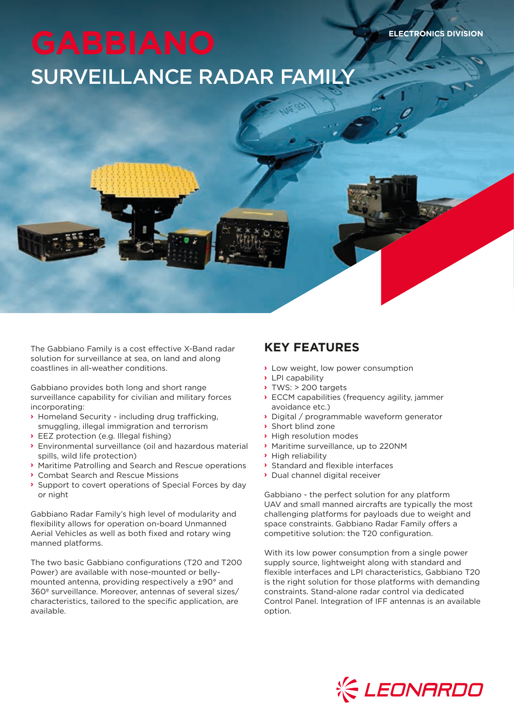ELECTRONICS DIVISION

# GABBIANO

## SURVEILLANCE RADAR FAMILY

The Gabbiano Family is a cost effective X-Band radar solution for surveillance at sea, on land and along coastlines in all-weather conditions.

Gabbiano provides both long and short range surveillance capability for civilian and military forces incorporating:

- Homeland Security - including drug trafficking, smuggling, illegal immigration and terrorism
- EEZ protection (e.g. Illegal fishing)
- Environmental surveillance (oil and hazardous material spills, wild life protection)
- Maritime Patrolling and Search and Rescue operations
- Combat Search and Rescue Missions
- Support to covert operations of Special Forces by day or night

Gabbiano Radar Family's high level of modularity and flexibility allows for operation on-board Unmanned Aerial Vehicles as well as both fixed and rotary wing manned platforms.

The two basic Gabbiano configurations (T20 and T200 Power) are available with nose-mounted or belly-mounted antenna, providing respectively a ±90° and 360º surveillance. Moreover, antennas of several sizes/characteristics, tailored to the specific application, are available.

## KEY FEATURES

- Low weight, low power consumption
- LPI capability
- TWS: > 200 targets
- ECCM capabilities (frequency agility, jammer avoidance etc.)
- Digital / programmable waveform generator
- Short blind zone
- High resolution modes
- Maritime surveillance, up to 220NM
- High reliability
- Standard and flexible interfaces
- Dual channel digital receiver

Gabbiano - the perfect solution for any platform UAV and small manned aircrafts are typically the most challenging platforms for payloads due to weight and space constraints. Gabbiano Radar Family offers a competitive solution: the T20 configuration.

With its low power consumption from a single power supply source, lightweight along with standard and flexible interfaces and LPI characteristics, Gabbiano T20 is the right solution for those platforms with demanding constraints. Stand-alone radar control via dedicated Control Panel. Integration of IFF antennas is an available option.

LEONARDO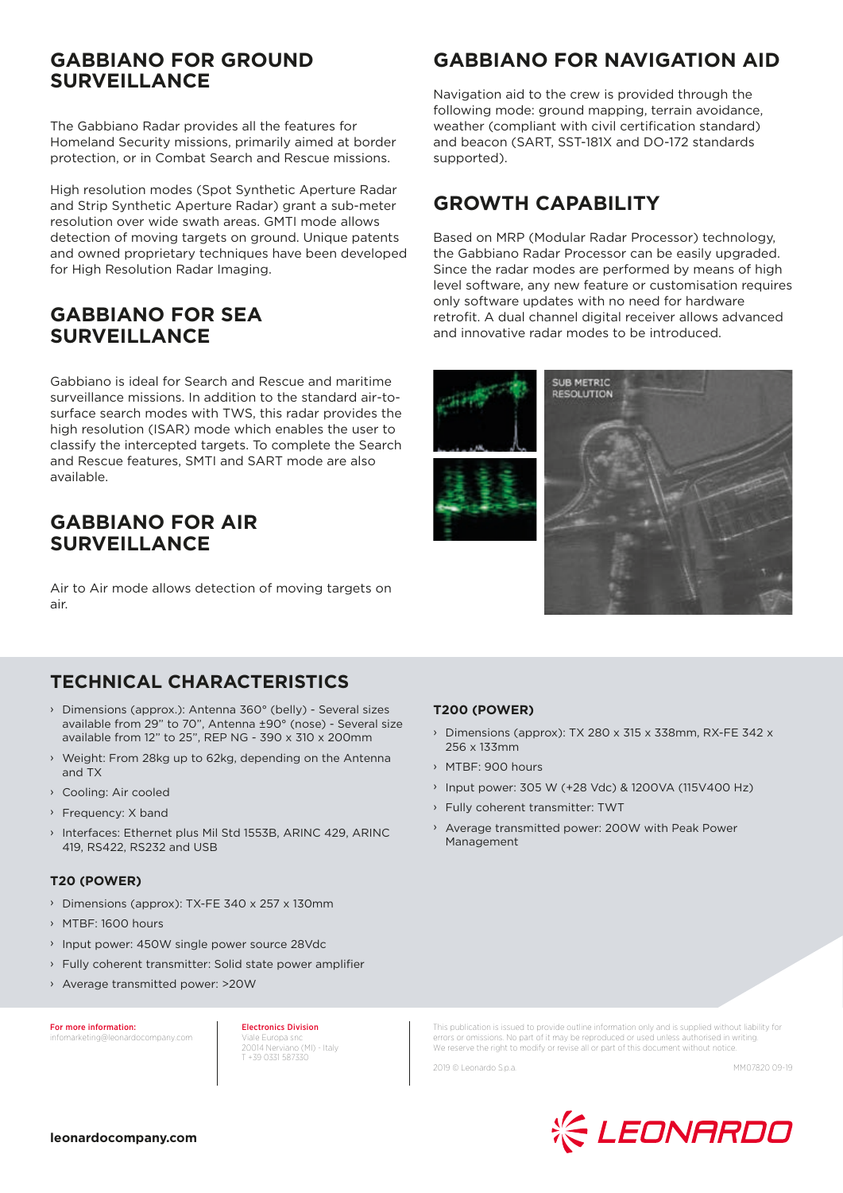## GABBIANO FOR GROUND SURVEILLANCE

The Gabbiano Radar provides all the features for Homeland Security missions, primarily aimed at border protection, or in Combat Search and Rescue missions.

High resolution modes (Spot Synthetic Aperture Radar and Strip Synthetic Aperture Radar) grant a sub-meter resolution over wide swath areas. GMTI mode allows detection of moving targets on ground. Unique patents and owned proprietary techniques have been developed for High Resolution Radar Imaging.

## GABBIANO FOR SEA SURVEILLANCE

Gabbiano is ideal for Search and Rescue and maritime surveillance missions. In addition to the standard air-to-surface search modes with TWS, this radar provides the high resolution (ISAR) mode which enables the user to classify the intercepted targets. To complete the Search and Rescue features, SMTI and SART mode are also available.

## GABBIANO FOR AIR SURVEILLANCE

Air to Air mode allows detection of moving targets on air.

## GABBIANO FOR NAVIGATION AID

Navigation aid to the crew is provided through the following mode: ground mapping, terrain avoidance, weather (compliant with civil certification standard) and beacon (SART, SST-181X and DO-172 standards supported).

## GROWTH CAPABILITY

Based on MRP (Modular Radar Processor) technology, the Gabbiano Radar Processor can be easily upgraded. Since the radar modes are performed by means of high level software, any new feature or customisation requires only software updates with no need for hardware retrofit. A dual channel digital receiver allows advanced and innovative radar modes to be introduced.

SUB METRIC RESOLUTION

## TECHNICAL CHARACTERISTICS

- Dimensions (approx.): Antenna 360° (belly) - Several sizes available from 29" to 70", Antenna ±90° (nose) - Several size available from 12" to 25", REP NG - 390 x 310 x 200mm
- Weight: From 28kg up to 62kg, depending on the Antenna and TX
- Cooling: Air cooled
- Frequency: X band
- Interfaces: Ethernet plus Mil Std 1553B, ARINC 429, ARINC 419, RS422, RS232 and USB

### T20 (POWER)

- Dimensions (approx): TX-FE 340 x 257 x 130mm
- MTBF: 1600 hours
- Input power: 450W single power source 28Vdc
- Fully coherent transmitter: Solid state power amplifier
- Average transmitted power: >20W

### T200 (POWER)

- Dimensions (approx): TX 280 x 315 x 338mm, RX-FE 342 x 256 x 133mm
- MTBF: 900 hours
- Input power: 305 W (+28 Vdc) & 1200VA (115V400 Hz)
- Fully coherent transmitter: TWT
- Average transmitted power: 200W with Peak Power Management

**For more information:**
infomarketing@leonardocompany.com

**Electronics Division**
Viale Europa snc
20014 Nerviano (MI) - Italy
T +39 0331 587330

This publication is issued to provide outline information only and is supplied without liability for errors or omissions. No part of it may be reproduced or used unless authorised in writing. We reserve the right to modify or revise all or part of this document without notice.

2019 © Leonardo S.p.a. MM07820 09-19

**leonardocompany.com**

LEONARDO